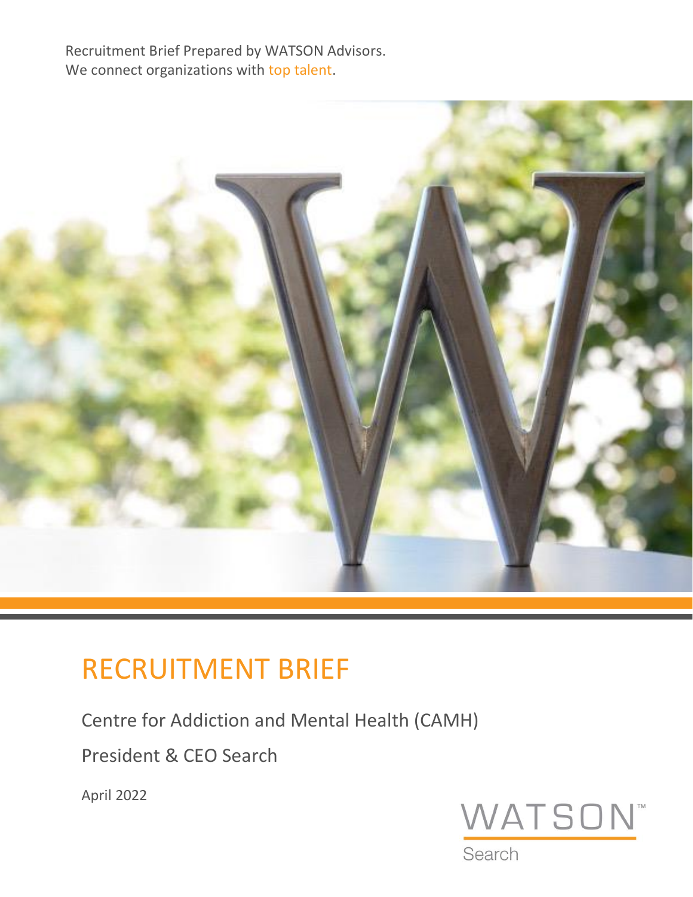Recruitment Brief Prepared by WATSON Advisors.
We connect organizations with top talent.

# RECRUITMENT BRIEF

Centre for Addiction and Mental Health (CAMH)

President & CEO Search

April 2022

WATSON™
Search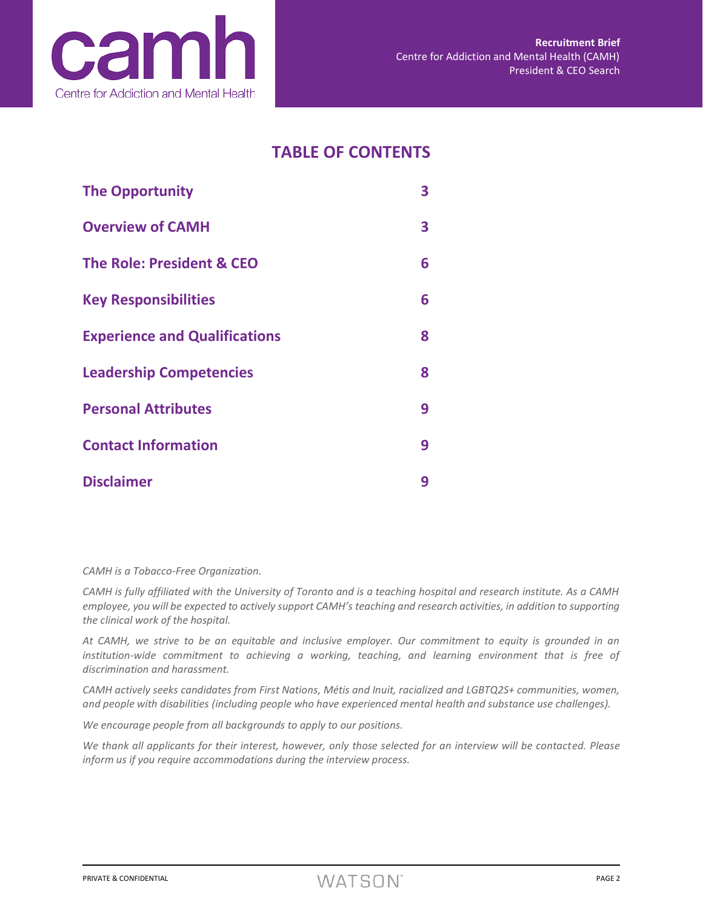# TABLE OF CONTENTS

| | |
|---|---|
| **The Opportunity** | **3** |
| **Overview of CAMH** | **3** |
| **The Role: President & CEO** | **6** |
| **Key Responsibilities** | **6** |
| **Experience and Qualifications** | **8** |
| **Leadership Competencies** | **8** |
| **Personal Attributes** | **9** |
| **Contact Information** | **9** |
| **Disclaimer** | **9** |

*CAMH is a Tobacco-Free Organization.*

*CAMH is fully affiliated with the University of Toronto and is a teaching hospital and research institute. As a CAMH employee, you will be expected to actively support CAMH's teaching and research activities, in addition to supporting the clinical work of the hospital.*

*At CAMH, we strive to be an equitable and inclusive employer. Our commitment to equity is grounded in an institution-wide commitment to achieving a working, teaching, and learning environment that is free of discrimination and harassment.*

*CAMH actively seeks candidates from First Nations, Métis and Inuit, racialized and LGBTQ2S+ communities, women, and people with disabilities (including people who have experienced mental health and substance use challenges).*

*We encourage people from all backgrounds to apply to our positions.*

*We thank all applicants for their interest, however, only those selected for an interview will be contacted. Please inform us if you require accommodations during the interview process.*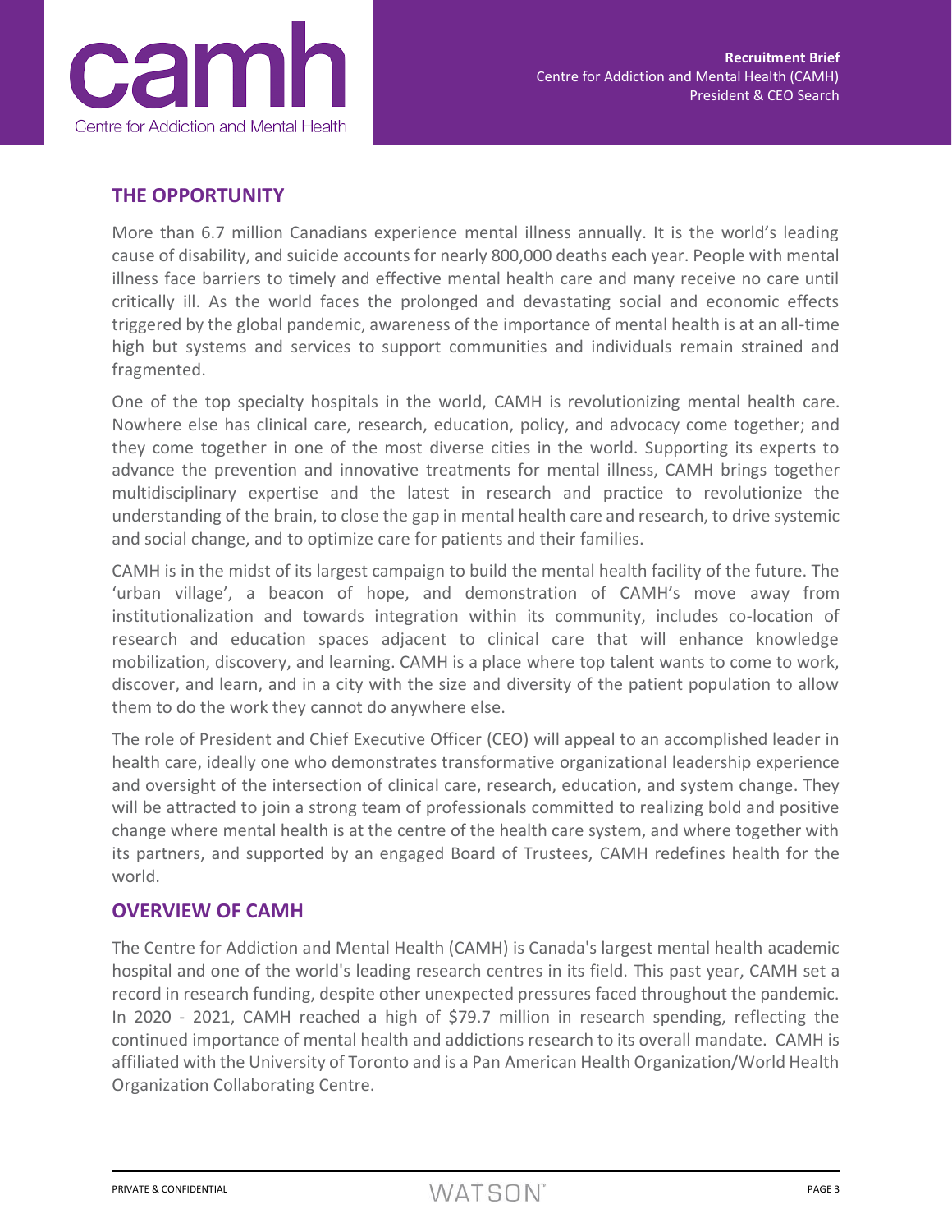## THE OPPORTUNITY

More than 6.7 million Canadians experience mental illness annually. It is the world's leading cause of disability, and suicide accounts for nearly 800,000 deaths each year. People with mental illness face barriers to timely and effective mental health care and many receive no care until critically ill. As the world faces the prolonged and devastating social and economic effects triggered by the global pandemic, awareness of the importance of mental health is at an all-time high but systems and services to support communities and individuals remain strained and fragmented.

One of the top specialty hospitals in the world, CAMH is revolutionizing mental health care. Nowhere else has clinical care, research, education, policy, and advocacy come together; and they come together in one of the most diverse cities in the world. Supporting its experts to advance the prevention and innovative treatments for mental illness, CAMH brings together multidisciplinary expertise and the latest in research and practice to revolutionize the understanding of the brain, to close the gap in mental health care and research, to drive systemic and social change, and to optimize care for patients and their families.

CAMH is in the midst of its largest campaign to build the mental health facility of the future. The 'urban village', a beacon of hope, and demonstration of CAMH's move away from institutionalization and towards integration within its community, includes co-location of research and education spaces adjacent to clinical care that will enhance knowledge mobilization, discovery, and learning. CAMH is a place where top talent wants to come to work, discover, and learn, and in a city with the size and diversity of the patient population to allow them to do the work they cannot do anywhere else.

The role of President and Chief Executive Officer (CEO) will appeal to an accomplished leader in health care, ideally one who demonstrates transformative organizational leadership experience and oversight of the intersection of clinical care, research, education, and system change. They will be attracted to join a strong team of professionals committed to realizing bold and positive change where mental health is at the centre of the health care system, and where together with its partners, and supported by an engaged Board of Trustees, CAMH redefines health for the world.

## OVERVIEW OF CAMH

The Centre for Addiction and Mental Health (CAMH) is Canada's largest mental health academic hospital and one of the world's leading research centres in its field. This past year, CAMH set a record in research funding, despite other unexpected pressures faced throughout the pandemic. In 2020 - 2021, CAMH reached a high of $79.7 million in research spending, reflecting the continued importance of mental health and addictions research to its overall mandate. CAMH is affiliated with the University of Toronto and is a Pan American Health Organization/World Health Organization Collaborating Centre.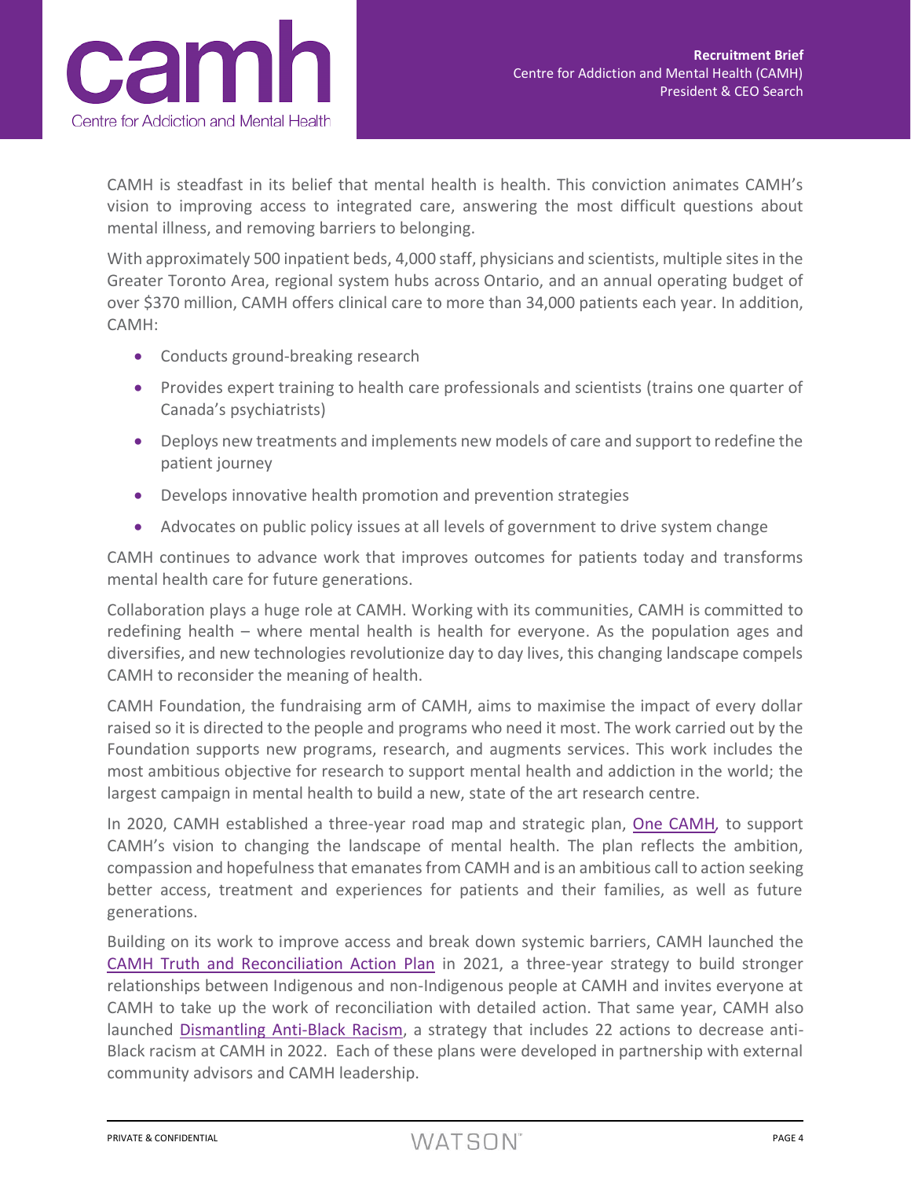CAMH is steadfast in its belief that mental health is health. This conviction animates CAMH's vision to improving access to integrated care, answering the most difficult questions about mental illness, and removing barriers to belonging.

With approximately 500 inpatient beds, 4,000 staff, physicians and scientists, multiple sites in the Greater Toronto Area, regional system hubs across Ontario, and an annual operating budget of over $370 million, CAMH offers clinical care to more than 34,000 patients each year. In addition, CAMH:

- Conducts ground-breaking research
- Provides expert training to health care professionals and scientists (trains one quarter of Canada's psychiatrists)
- Deploys new treatments and implements new models of care and support to redefine the patient journey
- Develops innovative health promotion and prevention strategies
- Advocates on public policy issues at all levels of government to drive system change

CAMH continues to advance work that improves outcomes for patients today and transforms mental health care for future generations.

Collaboration plays a huge role at CAMH. Working with its communities, CAMH is committed to redefining health – where mental health is health for everyone. As the population ages and diversifies, and new technologies revolutionize day to day lives, this changing landscape compels CAMH to reconsider the meaning of health.

CAMH Foundation, the fundraising arm of CAMH, aims to maximise the impact of every dollar raised so it is directed to the people and programs who need it most. The work carried out by the Foundation supports new programs, research, and augments services. This work includes the most ambitious objective for research to support mental health and addiction in the world; the largest campaign in mental health to build a new, state of the art research centre.

In 2020, CAMH established a three-year road map and strategic plan, One CAMH, to support CAMH's vision to changing the landscape of mental health. The plan reflects the ambition, compassion and hopefulness that emanates from CAMH and is an ambitious call to action seeking better access, treatment and experiences for patients and their families, as well as future generations.

Building on its work to improve access and break down systemic barriers, CAMH launched the CAMH Truth and Reconciliation Action Plan in 2021, a three-year strategy to build stronger relationships between Indigenous and non-Indigenous people at CAMH and invites everyone at CAMH to take up the work of reconciliation with detailed action. That same year, CAMH also launched Dismantling Anti-Black Racism, a strategy that includes 22 actions to decrease anti-Black racism at CAMH in 2022. Each of these plans were developed in partnership with external community advisors and CAMH leadership.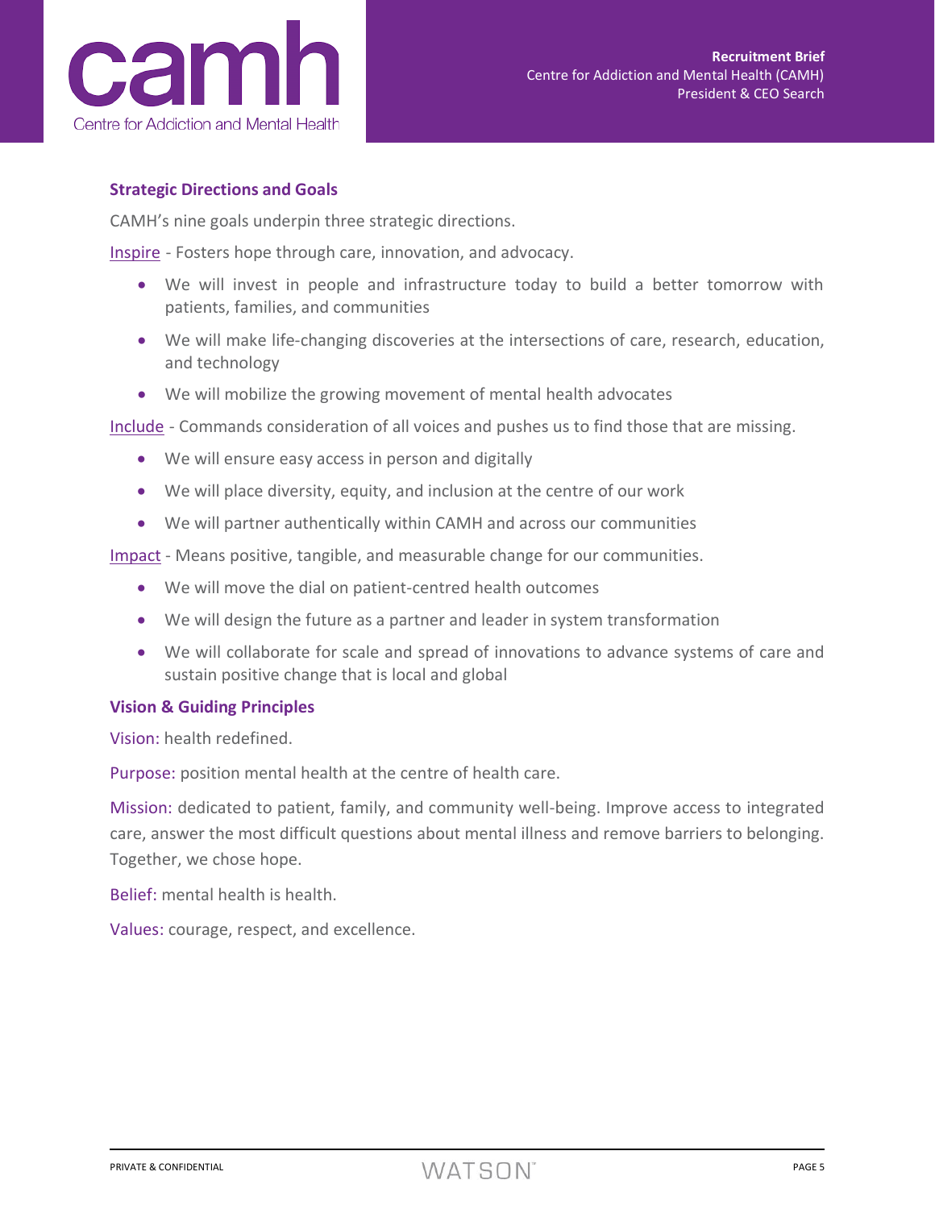## Strategic Directions and Goals

CAMH's nine goals underpin three strategic directions.

Inspire - Fosters hope through care, innovation, and advocacy.

- We will invest in people and infrastructure today to build a better tomorrow with patients, families, and communities
- We will make life-changing discoveries at the intersections of care, research, education, and technology
- We will mobilize the growing movement of mental health advocates

Include - Commands consideration of all voices and pushes us to find those that are missing.

- We will ensure easy access in person and digitally
- We will place diversity, equity, and inclusion at the centre of our work
- We will partner authentically within CAMH and across our communities

Impact - Means positive, tangible, and measurable change for our communities.

- We will move the dial on patient-centred health outcomes
- We will design the future as a partner and leader in system transformation
- We will collaborate for scale and spread of innovations to advance systems of care and sustain positive change that is local and global

## Vision & Guiding Principles

Vision: health redefined.

Purpose: position mental health at the centre of health care.

Mission: dedicated to patient, family, and community well-being. Improve access to integrated care, answer the most difficult questions about mental illness and remove barriers to belonging. Together, we chose hope.

Belief: mental health is health.

Values: courage, respect, and excellence.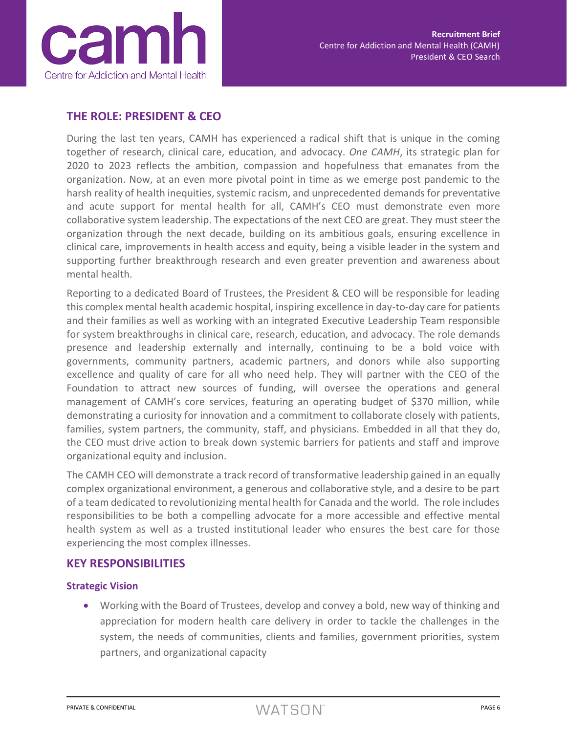## THE ROLE: PRESIDENT & CEO

During the last ten years, CAMH has experienced a radical shift that is unique in the coming together of research, clinical care, education, and advocacy. *One CAMH*, its strategic plan for 2020 to 2023 reflects the ambition, compassion and hopefulness that emanates from the organization. Now, at an even more pivotal point in time as we emerge post pandemic to the harsh reality of health inequities, systemic racism, and unprecedented demands for preventative and acute support for mental health for all, CAMH's CEO must demonstrate even more collaborative system leadership. The expectations of the next CEO are great. They must steer the organization through the next decade, building on its ambitious goals, ensuring excellence in clinical care, improvements in health access and equity, being a visible leader in the system and supporting further breakthrough research and even greater prevention and awareness about mental health.

Reporting to a dedicated Board of Trustees, the President & CEO will be responsible for leading this complex mental health academic hospital, inspiring excellence in day-to-day care for patients and their families as well as working with an integrated Executive Leadership Team responsible for system breakthroughs in clinical care, research, education, and advocacy. The role demands presence and leadership externally and internally, continuing to be a bold voice with governments, community partners, academic partners, and donors while also supporting excellence and quality of care for all who need help. They will partner with the CEO of the Foundation to attract new sources of funding, will oversee the operations and general management of CAMH's core services, featuring an operating budget of $370 million, while demonstrating a curiosity for innovation and a commitment to collaborate closely with patients, families, system partners, the community, staff, and physicians. Embedded in all that they do, the CEO must drive action to break down systemic barriers for patients and staff and improve organizational equity and inclusion.

The CAMH CEO will demonstrate a track record of transformative leadership gained in an equally complex organizational environment, a generous and collaborative style, and a desire to be part of a team dedicated to revolutionizing mental health for Canada and the world. The role includes responsibilities to be both a compelling advocate for a more accessible and effective mental health system as well as a trusted institutional leader who ensures the best care for those experiencing the most complex illnesses.

## KEY RESPONSIBILITIES

### Strategic Vision

- Working with the Board of Trustees, develop and convey a bold, new way of thinking and appreciation for modern health care delivery in order to tackle the challenges in the system, the needs of communities, clients and families, government priorities, system partners, and organizational capacity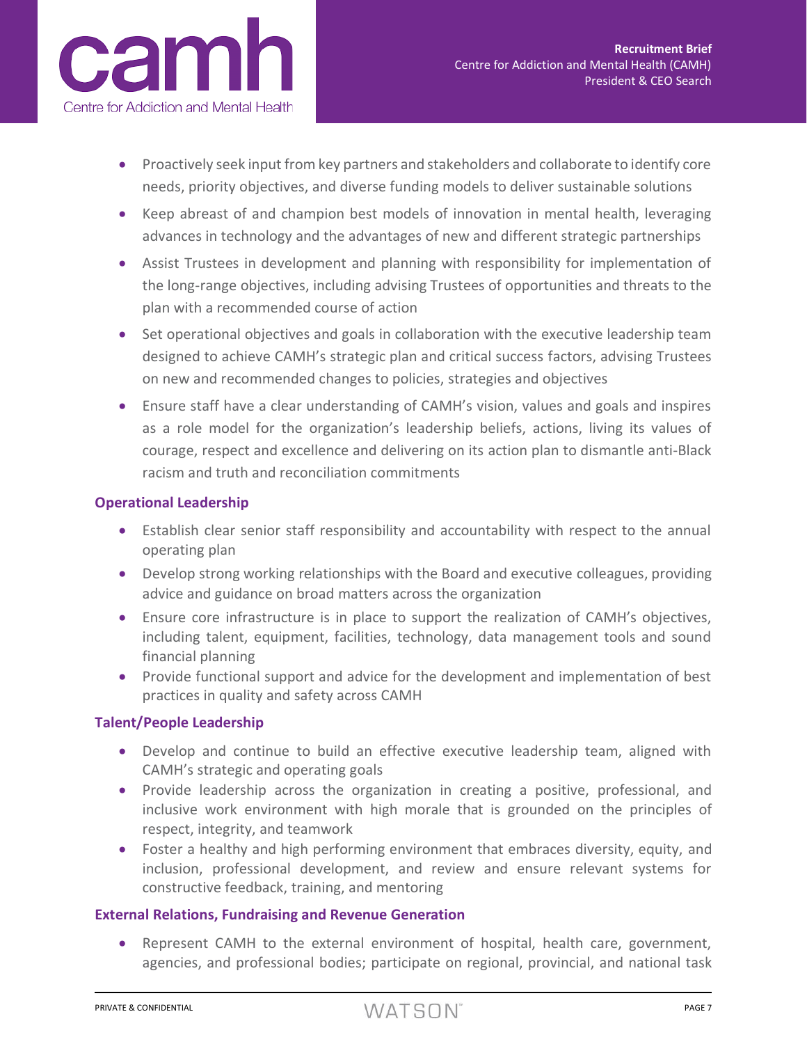- Proactively seek input from key partners and stakeholders and collaborate to identify core needs, priority objectives, and diverse funding models to deliver sustainable solutions
- Keep abreast of and champion best models of innovation in mental health, leveraging advances in technology and the advantages of new and different strategic partnerships
- Assist Trustees in development and planning with responsibility for implementation of the long-range objectives, including advising Trustees of opportunities and threats to the plan with a recommended course of action
- Set operational objectives and goals in collaboration with the executive leadership team designed to achieve CAMH's strategic plan and critical success factors, advising Trustees on new and recommended changes to policies, strategies and objectives
- Ensure staff have a clear understanding of CAMH's vision, values and goals and inspires as a role model for the organization's leadership beliefs, actions, living its values of courage, respect and excellence and delivering on its action plan to dismantle anti-Black racism and truth and reconciliation commitments

### Operational Leadership

- Establish clear senior staff responsibility and accountability with respect to the annual operating plan
- Develop strong working relationships with the Board and executive colleagues, providing advice and guidance on broad matters across the organization
- Ensure core infrastructure is in place to support the realization of CAMH's objectives, including talent, equipment, facilities, technology, data management tools and sound financial planning
- Provide functional support and advice for the development and implementation of best practices in quality and safety across CAMH

### Talent/People Leadership

- Develop and continue to build an effective executive leadership team, aligned with CAMH's strategic and operating goals
- Provide leadership across the organization in creating a positive, professional, and inclusive work environment with high morale that is grounded on the principles of respect, integrity, and teamwork
- Foster a healthy and high performing environment that embraces diversity, equity, and inclusion, professional development, and review and ensure relevant systems for constructive feedback, training, and mentoring

### External Relations, Fundraising and Revenue Generation

- Represent CAMH to the external environment of hospital, health care, government, agencies, and professional bodies; participate on regional, provincial, and national task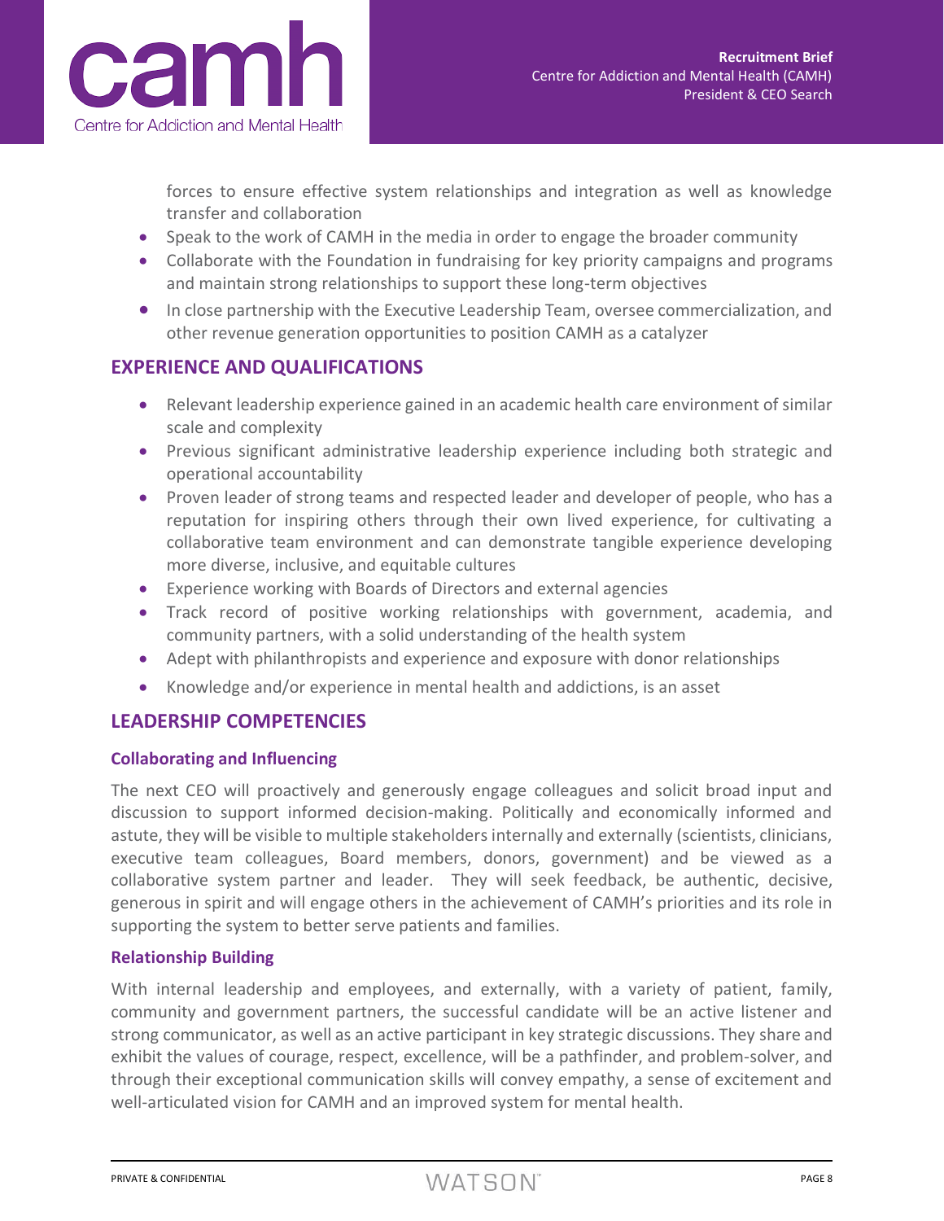forces to ensure effective system relationships and integration as well as knowledge transfer and collaboration

- Speak to the work of CAMH in the media in order to engage the broader community
- Collaborate with the Foundation in fundraising for key priority campaigns and programs and maintain strong relationships to support these long-term objectives
- In close partnership with the Executive Leadership Team, oversee commercialization, and other revenue generation opportunities to position CAMH as a catalyzer

## EXPERIENCE AND QUALIFICATIONS

- Relevant leadership experience gained in an academic health care environment of similar scale and complexity
- Previous significant administrative leadership experience including both strategic and operational accountability
- Proven leader of strong teams and respected leader and developer of people, who has a reputation for inspiring others through their own lived experience, for cultivating a collaborative team environment and can demonstrate tangible experience developing more diverse, inclusive, and equitable cultures
- Experience working with Boards of Directors and external agencies
- Track record of positive working relationships with government, academia, and community partners, with a solid understanding of the health system
- Adept with philanthropists and experience and exposure with donor relationships
- Knowledge and/or experience in mental health and addictions, is an asset

## LEADERSHIP COMPETENCIES

### Collaborating and Influencing

The next CEO will proactively and generously engage colleagues and solicit broad input and discussion to support informed decision-making. Politically and economically informed and astute, they will be visible to multiple stakeholders internally and externally (scientists, clinicians, executive team colleagues, Board members, donors, government) and be viewed as a collaborative system partner and leader. They will seek feedback, be authentic, decisive, generous in spirit and will engage others in the achievement of CAMH's priorities and its role in supporting the system to better serve patients and families.

### Relationship Building

With internal leadership and employees, and externally, with a variety of patient, family, community and government partners, the successful candidate will be an active listener and strong communicator, as well as an active participant in key strategic discussions. They share and exhibit the values of courage, respect, excellence, will be a pathfinder, and problem-solver, and through their exceptional communication skills will convey empathy, a sense of excitement and well-articulated vision for CAMH and an improved system for mental health.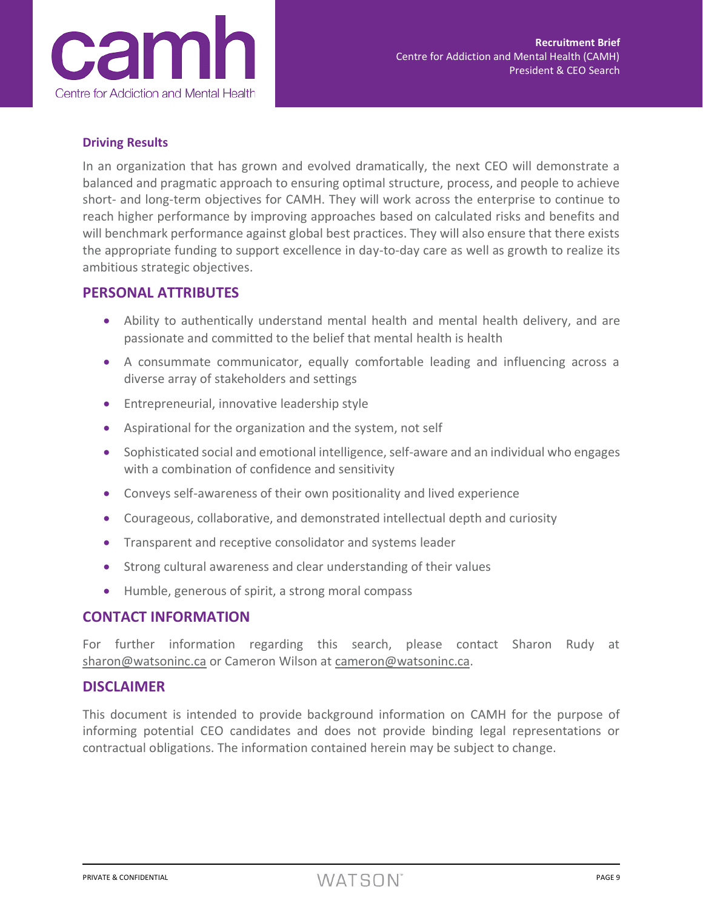### Driving Results

In an organization that has grown and evolved dramatically, the next CEO will demonstrate a balanced and pragmatic approach to ensuring optimal structure, process, and people to achieve short- and long-term objectives for CAMH. They will work across the enterprise to continue to reach higher performance by improving approaches based on calculated risks and benefits and will benchmark performance against global best practices. They will also ensure that there exists the appropriate funding to support excellence in day-to-day care as well as growth to realize its ambitious strategic objectives.

## PERSONAL ATTRIBUTES

- Ability to authentically understand mental health and mental health delivery, and are passionate and committed to the belief that mental health is health
- A consummate communicator, equally comfortable leading and influencing across a diverse array of stakeholders and settings
- Entrepreneurial, innovative leadership style
- Aspirational for the organization and the system, not self
- Sophisticated social and emotional intelligence, self-aware and an individual who engages with a combination of confidence and sensitivity
- Conveys self-awareness of their own positionality and lived experience
- Courageous, collaborative, and demonstrated intellectual depth and curiosity
- Transparent and receptive consolidator and systems leader
- Strong cultural awareness and clear understanding of their values
- Humble, generous of spirit, a strong moral compass

## CONTACT INFORMATION

For further information regarding this search, please contact Sharon Rudy at sharon@watsoninc.ca or Cameron Wilson at cameron@watsoninc.ca.

## DISCLAIMER

This document is intended to provide background information on CAMH for the purpose of informing potential CEO candidates and does not provide binding legal representations or contractual obligations. The information contained herein may be subject to change.